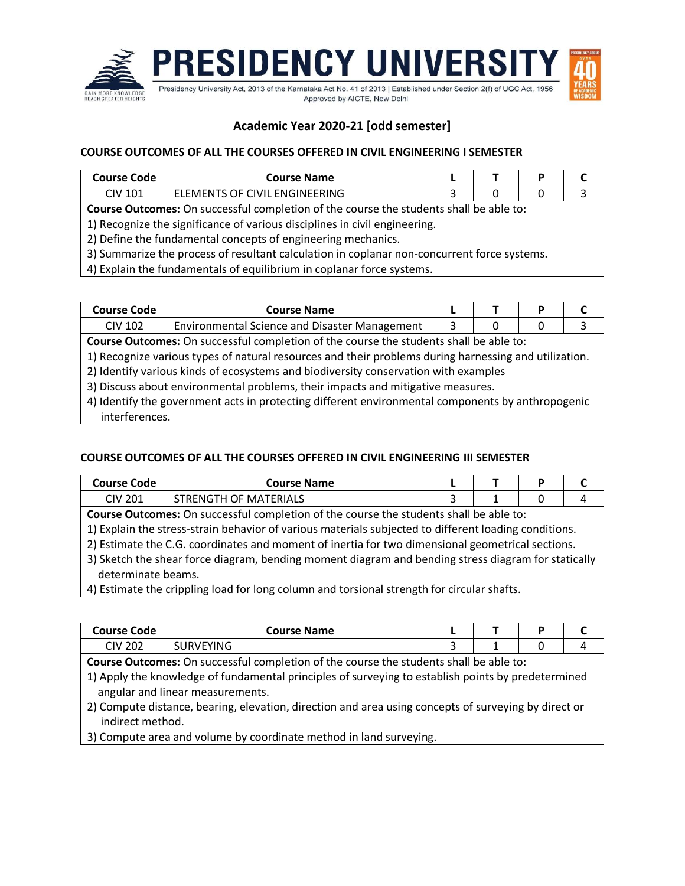# PRESIDENCY UNIVERSITY

Presidency University Act, 2013 of the Karnataka Act No. 41 of 2013 | Established under Section 2(f) of UGC Act, 1956
Approved by AICTE, New Delhi

## Academic Year 2020-21 [odd semester]

### COURSE OUTCOMES OF ALL THE COURSES OFFERED IN CIVIL ENGINEERING I SEMESTER

| Course Code | Course Name | L | T | P | C |
|---|---|---|---|---|---|
| CIV 101 | ELEMENTS OF CIVIL ENGINEERING | 3 | 0 | 0 | 3 |

**Course Outcomes:** On successful completion of the course the students shall be able to:

1) Recognize the significance of various disciplines in civil engineering.
2) Define the fundamental concepts of engineering mechanics.
3) Summarize the process of resultant calculation in coplanar non-concurrent force systems.
4) Explain the fundamentals of equilibrium in coplanar force systems.

| Course Code | Course Name | L | T | P | C |
|---|---|---|---|---|---|
| CIV 102 | Environmental Science and Disaster Management | 3 | 0 | 0 | 3 |

**Course Outcomes:** On successful completion of the course the students shall be able to:

1) Recognize various types of natural resources and their problems during harnessing and utilization.
2) Identify various kinds of ecosystems and biodiversity conservation with examples
3) Discuss about environmental problems, their impacts and mitigative measures.
4) Identify the government acts in protecting different environmental components by anthropogenic interferences.

### COURSE OUTCOMES OF ALL THE COURSES OFFERED IN CIVIL ENGINEERING III SEMESTER

| Course Code | Course Name | L | T | P | C |
|---|---|---|---|---|---|
| CIV 201 | STRENGTH OF MATERIALS | 3 | 1 | 0 | 4 |

**Course Outcomes:** On successful completion of the course the students shall be able to:

1) Explain the stress-strain behavior of various materials subjected to different loading conditions.
2) Estimate the C.G. coordinates and moment of inertia for two dimensional geometrical sections.
3) Sketch the shear force diagram, bending moment diagram and bending stress diagram for statically determinate beams.
4) Estimate the crippling load for long column and torsional strength for circular shafts.

| Course Code | Course Name | L | T | P | C |
|---|---|---|---|---|---|
| CIV 202 | SURVEYING | 3 | 1 | 0 | 4 |

**Course Outcomes:** On successful completion of the course the students shall be able to:

1) Apply the knowledge of fundamental principles of surveying to establish points by predetermined angular and linear measurements.
2) Compute distance, bearing, elevation, direction and area using concepts of surveying by direct or indirect method.
3) Compute area and volume by coordinate method in land surveying.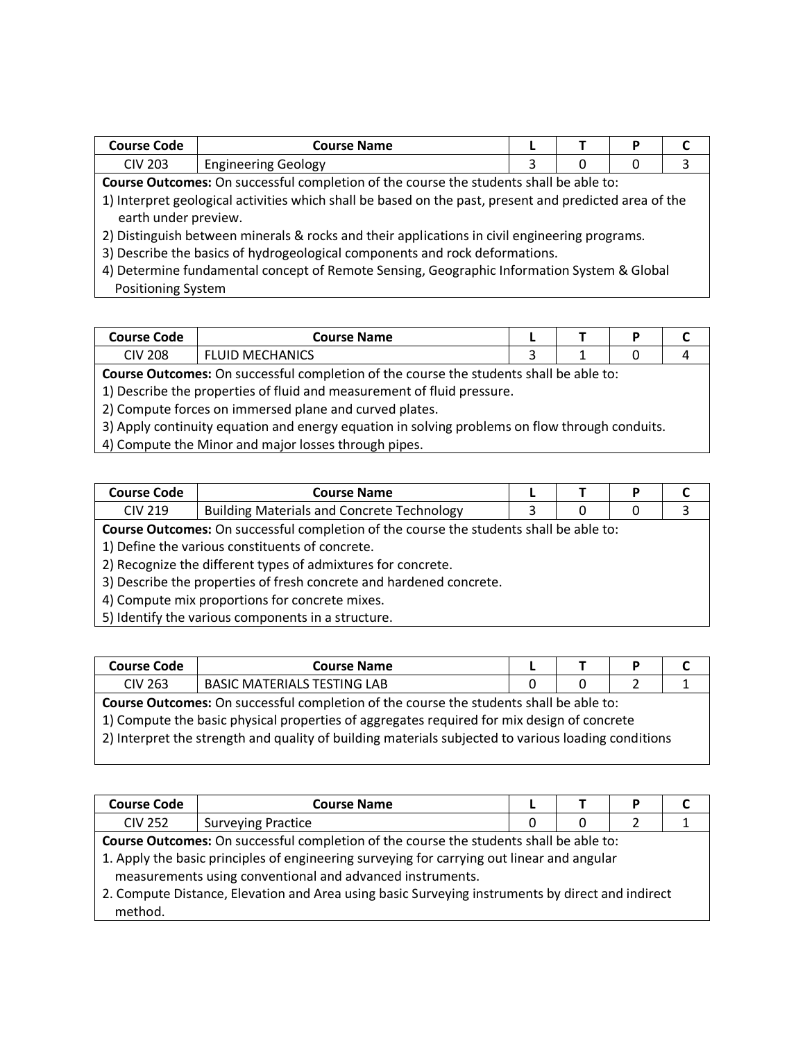| Course Code | Course Name | L | T | P | C |
|---|---|---|---|---|---|
| CIV 203 | Engineering Geology | 3 | 0 | 0 | 3 |

**Course Outcomes:** On successful completion of the course the students shall be able to:

1) Interpret geological activities which shall be based on the past, present and predicted area of the earth under preview.
2) Distinguish between minerals & rocks and their applications in civil engineering programs.
3) Describe the basics of hydrogeological components and rock deformations.
4) Determine fundamental concept of Remote Sensing, Geographic Information System & Global Positioning System

| Course Code | Course Name | L | T | P | C |
|---|---|---|---|---|---|
| CIV 208 | FLUID MECHANICS | 3 | 1 | 0 | 4 |

**Course Outcomes:** On successful completion of the course the students shall be able to:

1) Describe the properties of fluid and measurement of fluid pressure.
2) Compute forces on immersed plane and curved plates.
3) Apply continuity equation and energy equation in solving problems on flow through conduits.
4) Compute the Minor and major losses through pipes.

| Course Code | Course Name | L | T | P | C |
|---|---|---|---|---|---|
| CIV 219 | Building Materials and Concrete Technology | 3 | 0 | 0 | 3 |

**Course Outcomes:** On successful completion of the course the students shall be able to:

1) Define the various constituents of concrete.
2) Recognize the different types of admixtures for concrete.
3) Describe the properties of fresh concrete and hardened concrete.
4) Compute mix proportions for concrete mixes.
5) Identify the various components in a structure.

| Course Code | Course Name | L | T | P | C |
|---|---|---|---|---|---|
| CIV 263 | BASIC MATERIALS TESTING LAB | 0 | 0 | 2 | 1 |

**Course Outcomes:** On successful completion of the course the students shall be able to:

1) Compute the basic physical properties of aggregates required for mix design of concrete
2) Interpret the strength and quality of building materials subjected to various loading conditions

| Course Code | Course Name | L | T | P | C |
|---|---|---|---|---|---|
| CIV 252 | Surveying Practice | 0 | 0 | 2 | 1 |

**Course Outcomes:** On successful completion of the course the students shall be able to:

1. Apply the basic principles of engineering surveying for carrying out linear and angular measurements using conventional and advanced instruments.
2. Compute Distance, Elevation and Area using basic Surveying instruments by direct and indirect method.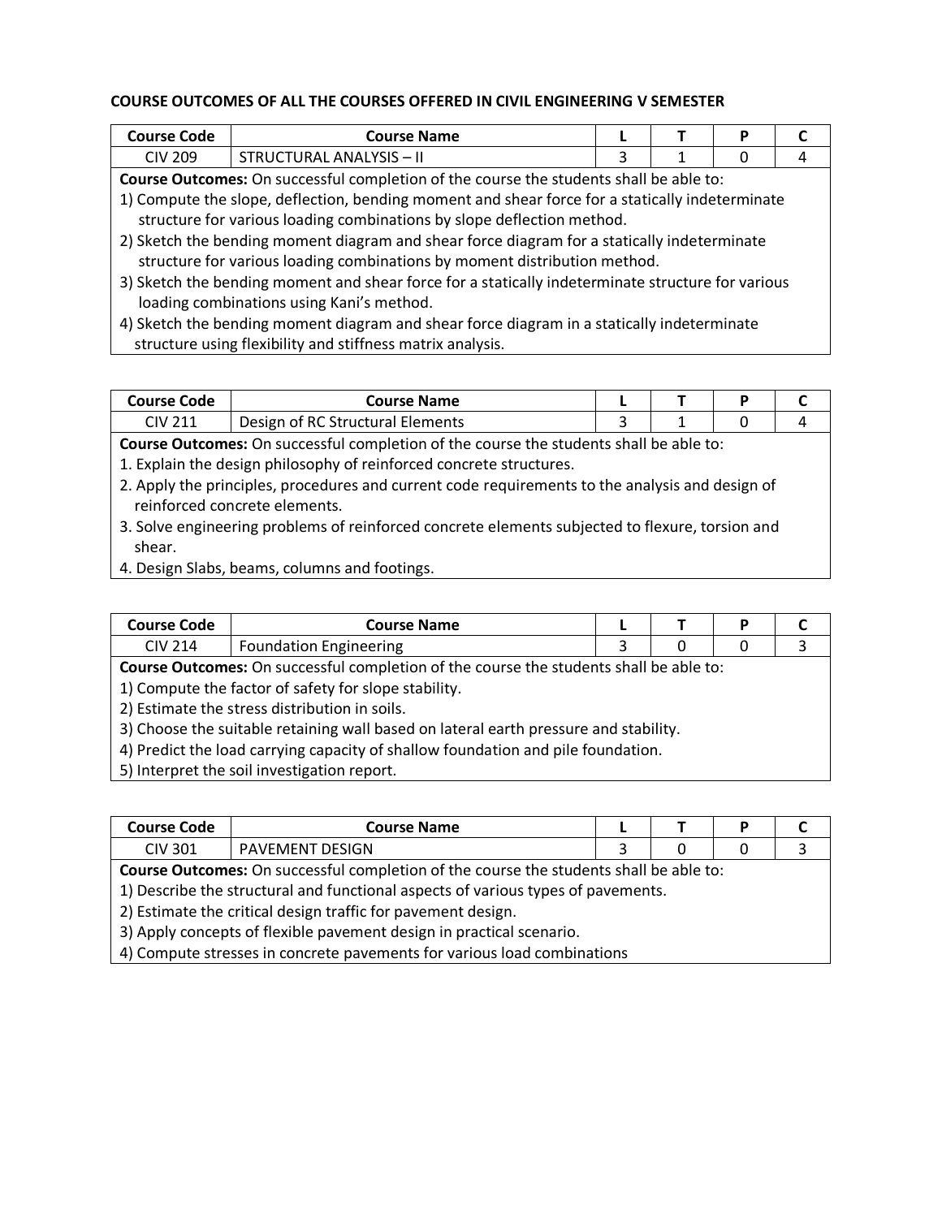**COURSE OUTCOMES OF ALL THE COURSES OFFERED IN CIVIL ENGINEERING V SEMESTER**

| Course Code | Course Name | L | T | P | C |
|---|---|---|---|---|---|
| CIV 209 | STRUCTURAL ANALYSIS – II | 3 | 1 | 0 | 4 |

**Course Outcomes:** On successful completion of the course the students shall be able to:

1) Compute the slope, deflection, bending moment and shear force for a statically indeterminate structure for various loading combinations by slope deflection method.
2) Sketch the bending moment diagram and shear force diagram for a statically indeterminate structure for various loading combinations by moment distribution method.
3) Sketch the bending moment and shear force for a statically indeterminate structure for various loading combinations using Kani's method.
4) Sketch the bending moment diagram and shear force diagram in a statically indeterminate structure using flexibility and stiffness matrix analysis.

| Course Code | Course Name | L | T | P | C |
|---|---|---|---|---|---|
| CIV 211 | Design of RC Structural Elements | 3 | 1 | 0 | 4 |

**Course Outcomes:** On successful completion of the course the students shall be able to:

1. Explain the design philosophy of reinforced concrete structures.
2. Apply the principles, procedures and current code requirements to the analysis and design of reinforced concrete elements.
3. Solve engineering problems of reinforced concrete elements subjected to flexure, torsion and shear.
4. Design Slabs, beams, columns and footings.

| Course Code | Course Name | L | T | P | C |
|---|---|---|---|---|---|
| CIV 214 | Foundation Engineering | 3 | 0 | 0 | 3 |

**Course Outcomes:** On successful completion of the course the students shall be able to:

1) Compute the factor of safety for slope stability.
2) Estimate the stress distribution in soils.
3) Choose the suitable retaining wall based on lateral earth pressure and stability.
4) Predict the load carrying capacity of shallow foundation and pile foundation.
5) Interpret the soil investigation report.

| Course Code | Course Name | L | T | P | C |
|---|---|---|---|---|---|
| CIV 301 | PAVEMENT DESIGN | 3 | 0 | 0 | 3 |

**Course Outcomes:** On successful completion of the course the students shall be able to:

1) Describe the structural and functional aspects of various types of pavements.
2) Estimate the critical design traffic for pavement design.
3) Apply concepts of flexible pavement design in practical scenario.
4) Compute stresses in concrete pavements for various load combinations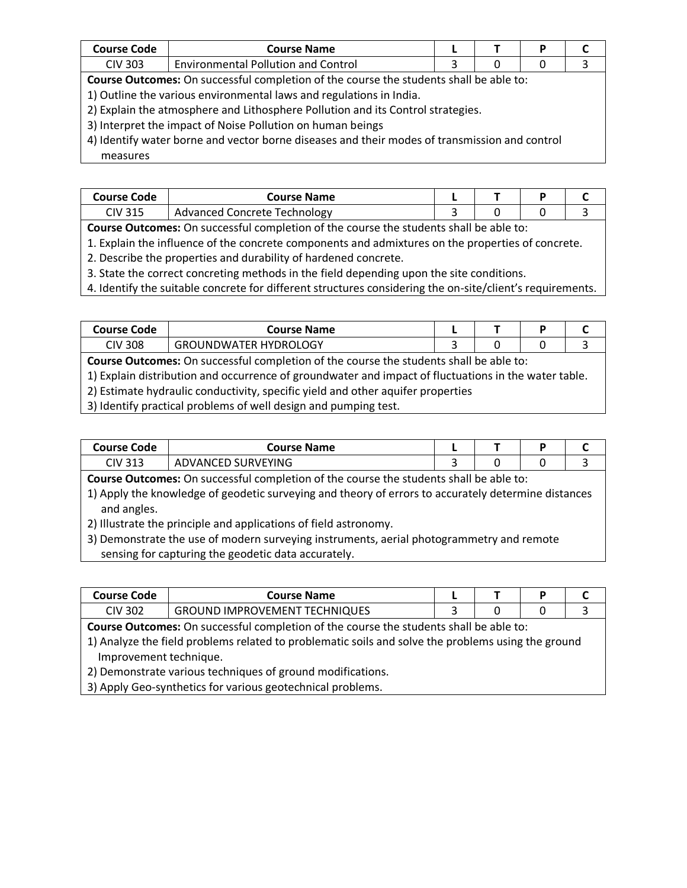| Course Code | Course Name | L | T | P | C |
|---|---|---|---|---|---|
| CIV 303 | Environmental Pollution and Control | 3 | 0 | 0 | 3 |

**Course Outcomes:** On successful completion of the course the students shall be able to:

1) Outline the various environmental laws and regulations in India.
2) Explain the atmosphere and Lithosphere Pollution and its Control strategies.
3) Interpret the impact of Noise Pollution on human beings
4) Identify water borne and vector borne diseases and their modes of transmission and control measures

| Course Code | Course Name | L | T | P | C |
|---|---|---|---|---|---|
| CIV 315 | Advanced Concrete Technology | 3 | 0 | 0 | 3 |

**Course Outcomes:** On successful completion of the course the students shall be able to:

1. Explain the influence of the concrete components and admixtures on the properties of concrete.
2. Describe the properties and durability of hardened concrete.
3. State the correct concreting methods in the field depending upon the site conditions.
4. Identify the suitable concrete for different structures considering the on-site/client's requirements.

| Course Code | Course Name | L | T | P | C |
|---|---|---|---|---|---|
| CIV 308 | GROUNDWATER HYDROLOGY | 3 | 0 | 0 | 3 |

**Course Outcomes:** On successful completion of the course the students shall be able to:

1) Explain distribution and occurrence of groundwater and impact of fluctuations in the water table.
2) Estimate hydraulic conductivity, specific yield and other aquifer properties
3) Identify practical problems of well design and pumping test.

| Course Code | Course Name | L | T | P | C |
|---|---|---|---|---|---|
| CIV 313 | ADVANCED SURVEYING | 3 | 0 | 0 | 3 |

**Course Outcomes:** On successful completion of the course the students shall be able to:

1) Apply the knowledge of geodetic surveying and theory of errors to accurately determine distances and angles.
2) Illustrate the principle and applications of field astronomy.
3) Demonstrate the use of modern surveying instruments, aerial photogrammetry and remote sensing for capturing the geodetic data accurately.

| Course Code | Course Name | L | T | P | C |
|---|---|---|---|---|---|
| CIV 302 | GROUND IMPROVEMENT TECHNIQUES | 3 | 0 | 0 | 3 |

**Course Outcomes:** On successful completion of the course the students shall be able to:

1) Analyze the field problems related to problematic soils and solve the problems using the ground Improvement technique.
2) Demonstrate various techniques of ground modifications.
3) Apply Geo-synthetics for various geotechnical problems.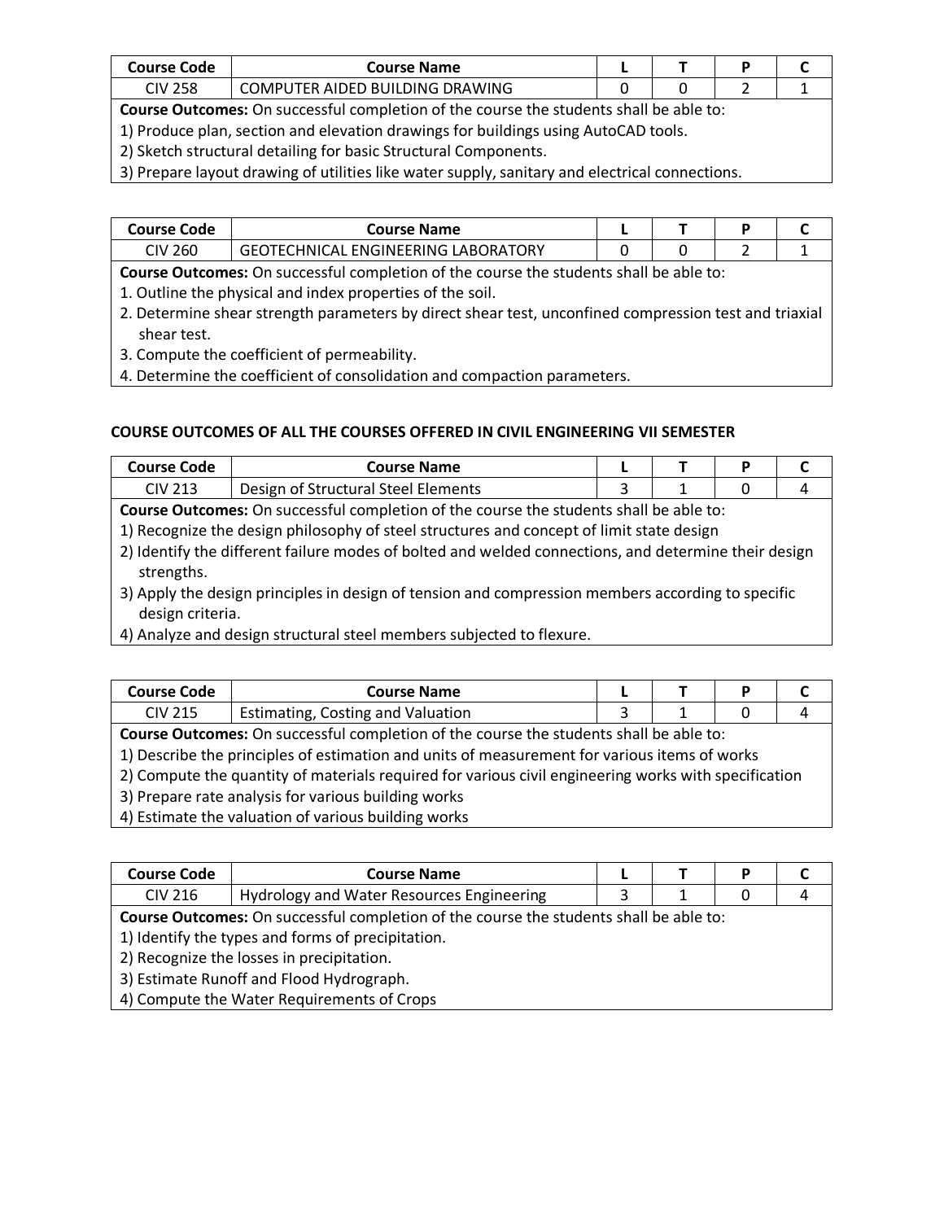| Course Code | Course Name | L | T | P | C |
|---|---|---|---|---|---|
| CIV 258 | COMPUTER AIDED BUILDING DRAWING | 0 | 0 | 2 | 1 |

**Course Outcomes:** On successful completion of the course the students shall be able to:

1) Produce plan, section and elevation drawings for buildings using AutoCAD tools.
2) Sketch structural detailing for basic Structural Components.
3) Prepare layout drawing of utilities like water supply, sanitary and electrical connections.

| Course Code | Course Name | L | T | P | C |
|---|---|---|---|---|---|
| CIV 260 | GEOTECHNICAL ENGINEERING LABORATORY | 0 | 0 | 2 | 1 |

**Course Outcomes:** On successful completion of the course the students shall be able to:

1. Outline the physical and index properties of the soil.
2. Determine shear strength parameters by direct shear test, unconfined compression test and triaxial shear test.
3. Compute the coefficient of permeability.
4. Determine the coefficient of consolidation and compaction parameters.

**COURSE OUTCOMES OF ALL THE COURSES OFFERED IN CIVIL ENGINEERING VII SEMESTER**

| Course Code | Course Name | L | T | P | C |
|---|---|---|---|---|---|
| CIV 213 | Design of Structural Steel Elements | 3 | 1 | 0 | 4 |

**Course Outcomes:** On successful completion of the course the students shall be able to:

1) Recognize the design philosophy of steel structures and concept of limit state design
2) Identify the different failure modes of bolted and welded connections, and determine their design strengths.
3) Apply the design principles in design of tension and compression members according to specific design criteria.
4) Analyze and design structural steel members subjected to flexure.

| Course Code | Course Name | L | T | P | C |
|---|---|---|---|---|---|
| CIV 215 | Estimating, Costing and Valuation | 3 | 1 | 0 | 4 |

**Course Outcomes:** On successful completion of the course the students shall be able to:

1) Describe the principles of estimation and units of measurement for various items of works
2) Compute the quantity of materials required for various civil engineering works with specification
3) Prepare rate analysis for various building works
4) Estimate the valuation of various building works

| Course Code | Course Name | L | T | P | C |
|---|---|---|---|---|---|
| CIV 216 | Hydrology and Water Resources Engineering | 3 | 1 | 0 | 4 |

**Course Outcomes:** On successful completion of the course the students shall be able to:

1) Identify the types and forms of precipitation.
2) Recognize the losses in precipitation.
3) Estimate Runoff and Flood Hydrograph.
4) Compute the Water Requirements of Crops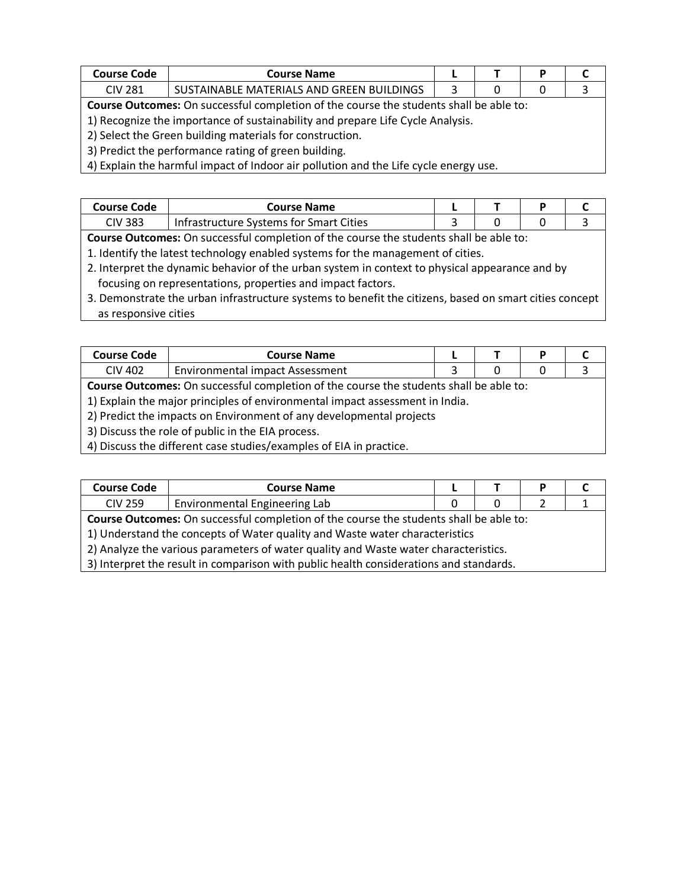| Course Code | Course Name | L | T | P | C |
|---|---|---|---|---|---|
| CIV 281 | SUSTAINABLE MATERIALS AND GREEN BUILDINGS | 3 | 0 | 0 | 3 |

**Course Outcomes:** On successful completion of the course the students shall be able to:

1) Recognize the importance of sustainability and prepare Life Cycle Analysis.
2) Select the Green building materials for construction.
3) Predict the performance rating of green building.
4) Explain the harmful impact of Indoor air pollution and the Life cycle energy use.

| Course Code | Course Name | L | T | P | C |
|---|---|---|---|---|---|
| CIV 383 | Infrastructure Systems for Smart Cities | 3 | 0 | 0 | 3 |

**Course Outcomes:** On successful completion of the course the students shall be able to:

1. Identify the latest technology enabled systems for the management of cities.
2. Interpret the dynamic behavior of the urban system in context to physical appearance and by focusing on representations, properties and impact factors.
3. Demonstrate the urban infrastructure systems to benefit the citizens, based on smart cities concept as responsive cities

| Course Code | Course Name | L | T | P | C |
|---|---|---|---|---|---|
| CIV 402 | Environmental impact Assessment | 3 | 0 | 0 | 3 |

**Course Outcomes:** On successful completion of the course the students shall be able to:

1) Explain the major principles of environmental impact assessment in India.
2) Predict the impacts on Environment of any developmental projects
3) Discuss the role of public in the EIA process.
4) Discuss the different case studies/examples of EIA in practice.

| Course Code | Course Name | L | T | P | C |
|---|---|---|---|---|---|
| CIV 259 | Environmental Engineering Lab | 0 | 0 | 2 | 1 |

**Course Outcomes:** On successful completion of the course the students shall be able to:

1) Understand the concepts of Water quality and Waste water characteristics
2) Analyze the various parameters of water quality and Waste water characteristics.
3) Interpret the result in comparison with public health considerations and standards.